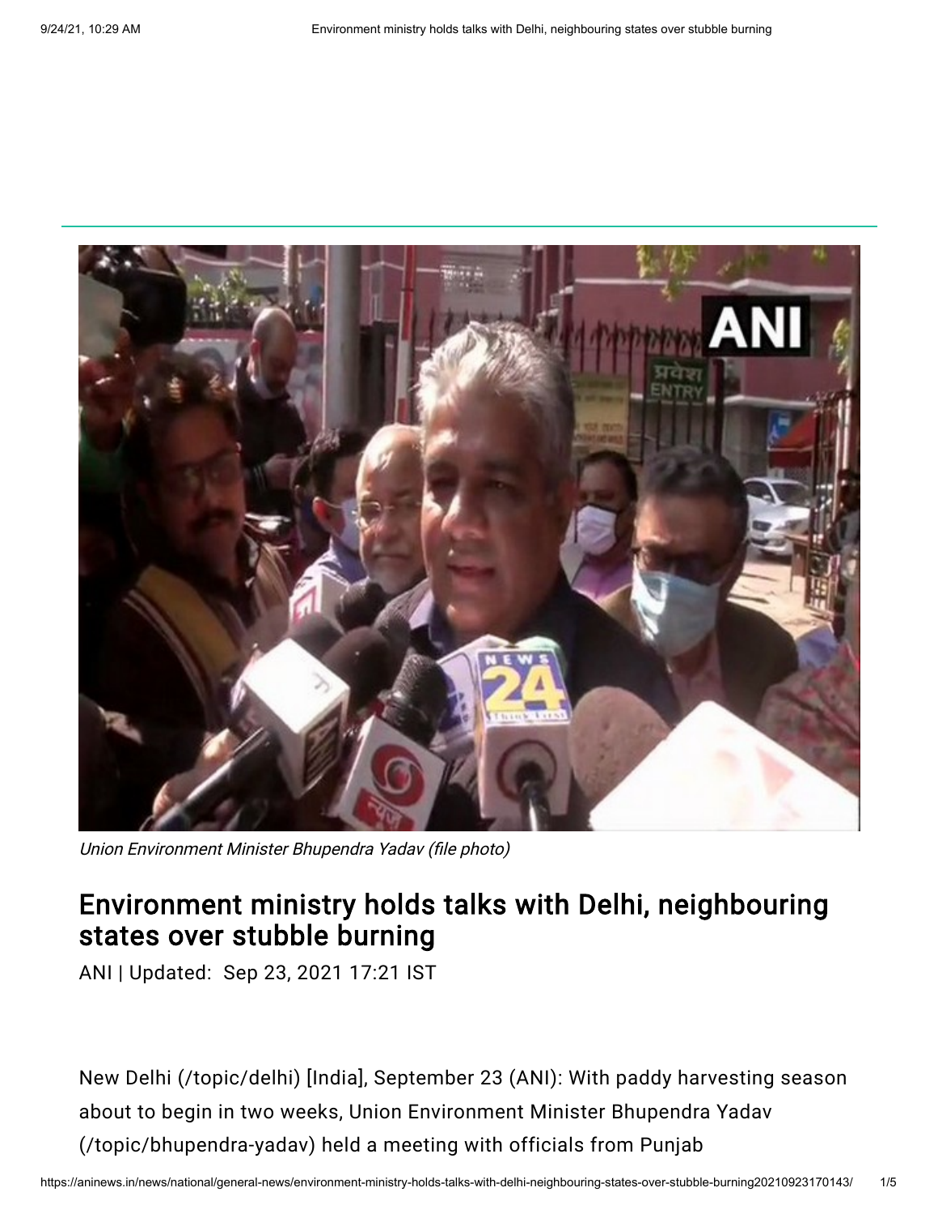Union Environment Minister Bhupendra Yadav (file photo)

# Environment ministry holds talks with Delhi, neighbouring states over stubble burning

ANI | Updated: Sep 23, 2021 17:21 IST

New Delhi (/topic/delhi) [India], September 23 (ANI): With paddy harvesting season about to begin in two weeks, Union Environment Minister Bhupendra Yadav (/topic/bhupendra-yadav) held a meeting with officials from Punjab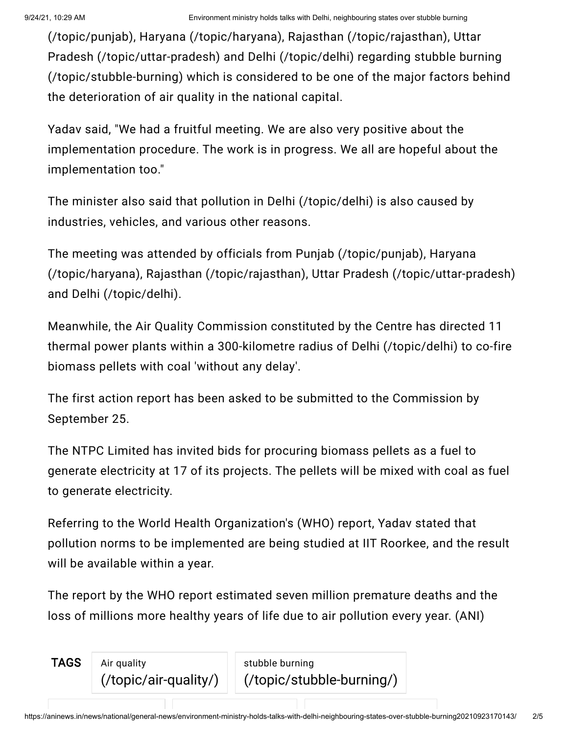(/topic/punjab), Haryana (/topic/haryana), Rajasthan (/topic/rajasthan), Uttar Pradesh (/topic/uttar-pradesh) and Delhi (/topic/delhi) regarding stubble burning (/topic/stubble-burning) which is considered to be one of the major factors behind the deterioration of air quality in the national capital.

Yadav said, "We had a fruitful meeting. We are also very positive about the implementation procedure. The work is in progress. We all are hopeful about the implementation too."

The minister also said that pollution in Delhi (/topic/delhi) is also caused by industries, vehicles, and various other reasons.

The meeting was attended by officials from Punjab (/topic/punjab), Haryana (/topic/haryana), Rajasthan (/topic/rajasthan), Uttar Pradesh (/topic/uttar-pradesh) and Delhi (/topic/delhi).

Meanwhile, the Air Quality Commission constituted by the Centre has directed 11 thermal power plants within a 300-kilometre radius of Delhi (/topic/delhi) to co-fire biomass pellets with coal 'without any delay'.

The first action report has been asked to be submitted to the Commission by September 25.

The NTPC Limited has invited bids for procuring biomass pellets as a fuel to generate electricity at 17 of its projects. The pellets will be mixed with coal as fuel to generate electricity.

Referring to the World Health Organization's (WHO) report, Yadav stated that pollution norms to be implemented are being studied at IIT Roorkee, and the result will be available within a year.

The report by the WHO report estimated seven million premature deaths and the loss of millions more healthy years of life due to air pollution every year. (ANI)

**TAGS** Air quality (/topic/air-quality/) stubble burning (/topic/stubble-burning/)